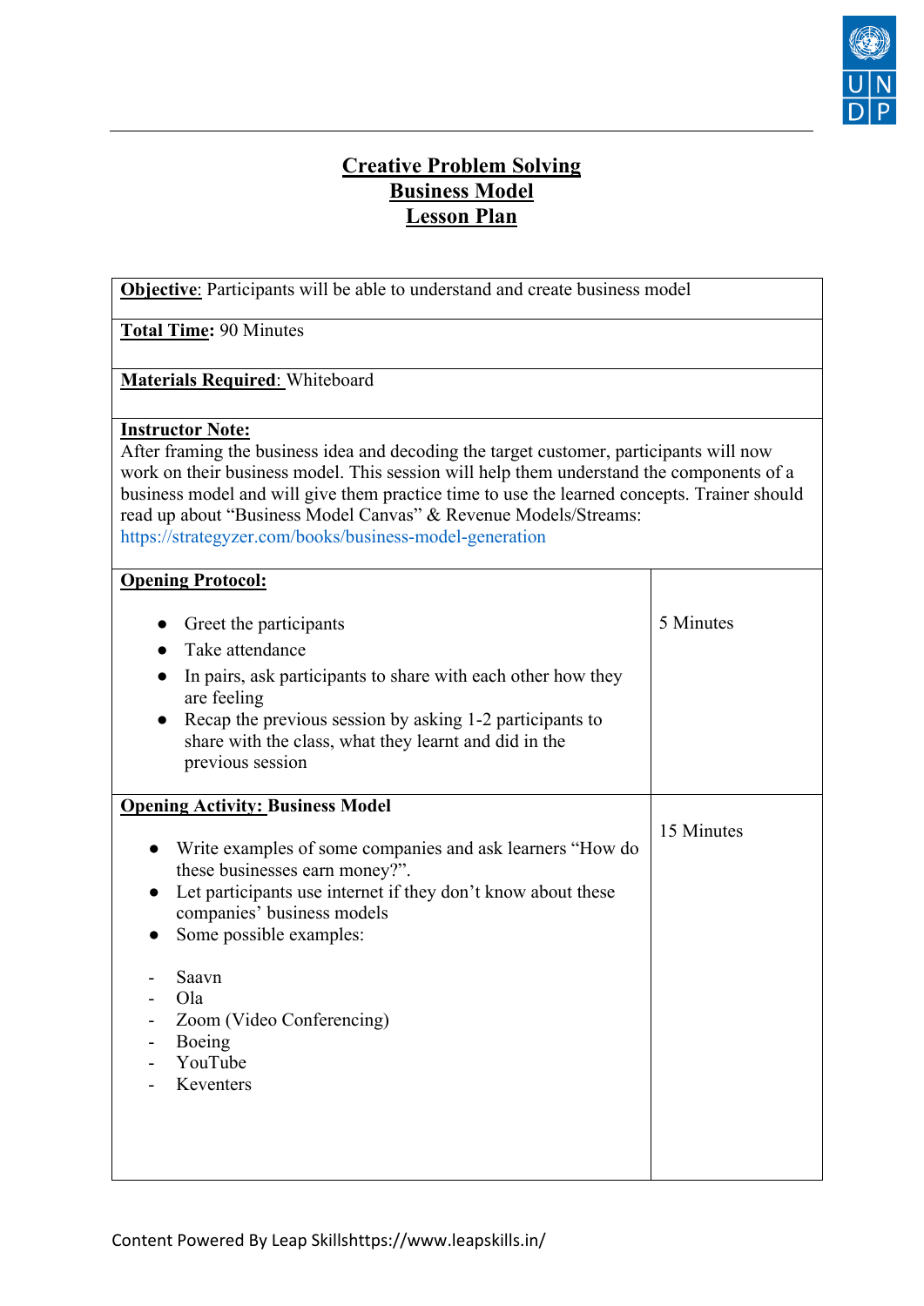# Creative Problem Solving
# Business Model
# Lesson Plan

**Objective**: Participants will be able to understand and create business model

**Total Time:** 90 Minutes

**Materials Required**: Whiteboard

**Instructor Note:**
After framing the business idea and decoding the target customer, participants will now work on their business model. This session will help them understand the components of a business model and will give them practice time to use the learned concepts. Trainer should read up about "Business Model Canvas" & Revenue Models/Streams: https://strategyzer.com/books/business-model-generation

| Activity | Time |
|---|---|
| **Opening Protocol:**<br><br>● Greet the participants<br>● Take attendance<br>● In pairs, ask participants to share with each other how they are feeling<br>● Recap the previous session by asking 1-2 participants to share with the class, what they learnt and did in the previous session | 5 Minutes |
| **Opening Activity: Business Model**<br><br>● Write examples of some companies and ask learners "How do these businesses earn money?".<br>● Let participants use internet if they don't know about these companies' business models<br>● Some possible examples:<br><br>- Saavn<br>- Ola<br>- Zoom (Video Conferencing)<br>- Boeing<br>- YouTube<br>- Keventers | 15 Minutes |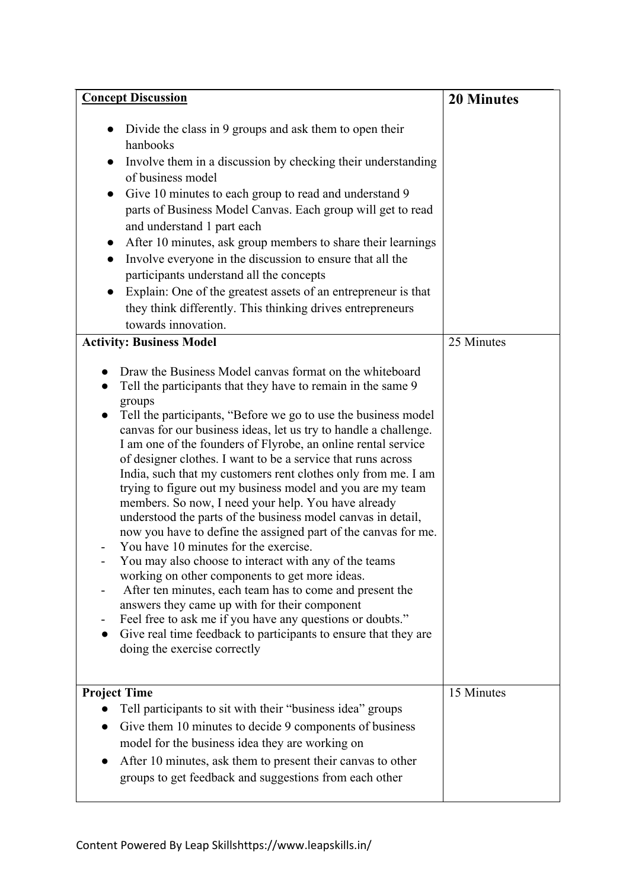| **Concept Discussion** | **20 Minutes** |
|---|---|
| ● Divide the class in 9 groups and ask them to open their hanbooks<br>● Involve them in a discussion by checking their understanding of business model<br>● Give 10 minutes to each group to read and understand 9 parts of Business Model Canvas. Each group will get to read and understand 1 part each<br>● After 10 minutes, ask group members to share their learnings<br>● Involve everyone in the discussion to ensure that all the participants understand all the concepts<br>● Explain: One of the greatest assets of an entrepreneur is that they think differently. This thinking drives entrepreneurs towards innovation. | |
| **Activity: Business Model**<br>● Draw the Business Model canvas format on the whiteboard<br>● Tell the participants that they have to remain in the same 9 groups<br>● Tell the participants, "Before we go to use the business model canvas for our business ideas, let us try to handle a challenge. I am one of the founders of Flyrobe, an online rental service of designer clothes. I want to be a service that runs across India, such that my customers rent clothes only from me. I am trying to figure out my business model and you are my team members. So now, I need your help. You have already understood the parts of the business model canvas in detail, now you have to define the assigned part of the canvas for me.<br>- You have 10 minutes for the exercise.<br>- You may also choose to interact with any of the teams working on other components to get more ideas.<br>- After ten minutes, each team has to come and present the answers they came up with for their component<br>- Feel free to ask me if you have any questions or doubts."<br>● Give real time feedback to participants to ensure that they are doing the exercise correctly | 25 Minutes |
| **Project Time**<br>● Tell participants to sit with their "business idea" groups<br>● Give them 10 minutes to decide 9 components of business model for the business idea they are working on<br>● After 10 minutes, ask them to present their canvas to other groups to get feedback and suggestions from each other | 15 Minutes |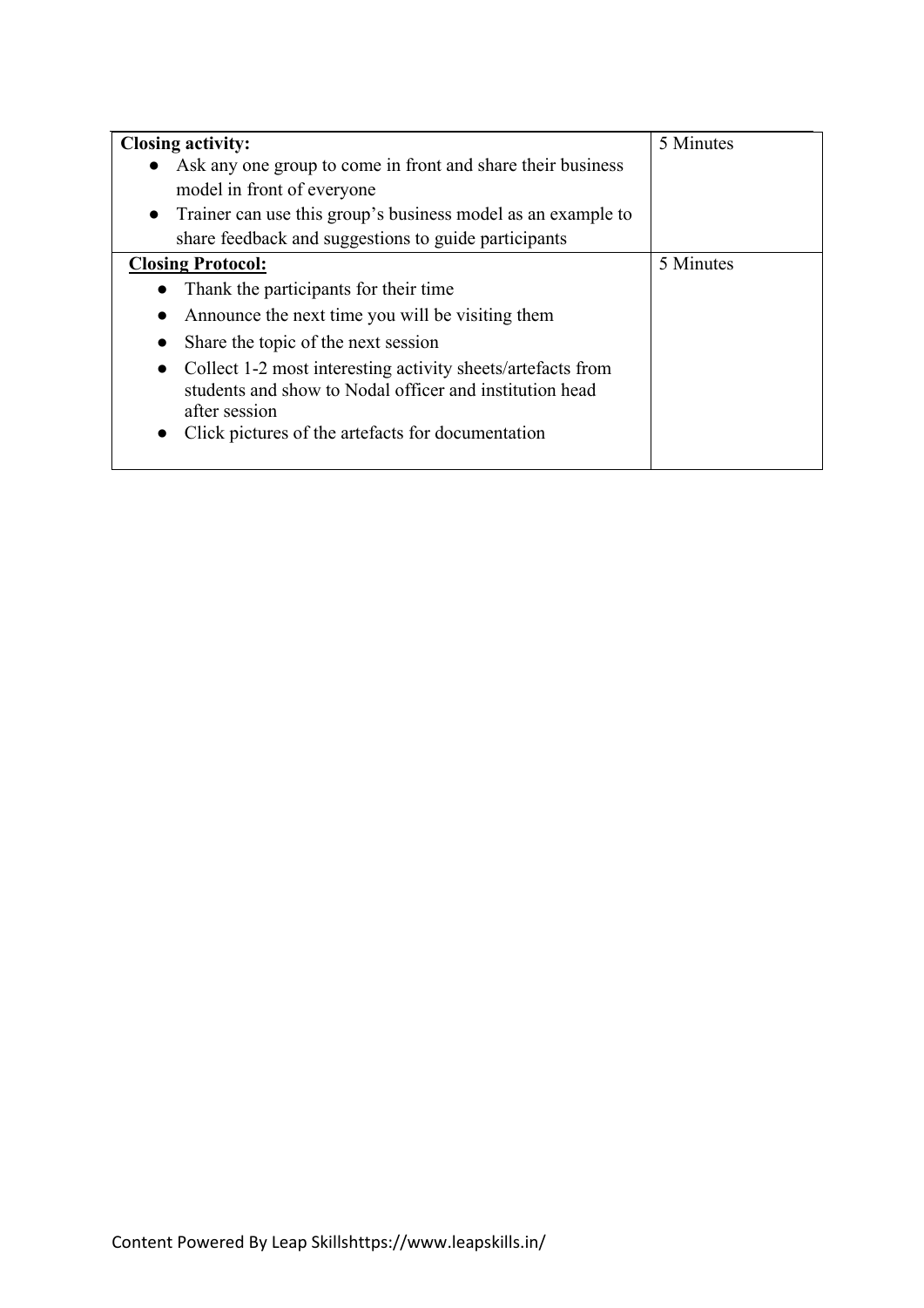| | |
|---|---|
| **Closing activity:**<br>● Ask any one group to come in front and share their business model in front of everyone<br>● Trainer can use this group's business model as an example to share feedback and suggestions to guide participants | 5 Minutes |
| **<u>Closing Protocol:</u>**<br>● Thank the participants for their time<br>● Announce the next time you will be visiting them<br>● Share the topic of the next session<br>● Collect 1-2 most interesting activity sheets/artefacts from students and show to Nodal officer and institution head after session<br>● Click pictures of the artefacts for documentation | 5 Minutes |

Content Powered By Leap Skillshttps://www.leapskills.in/